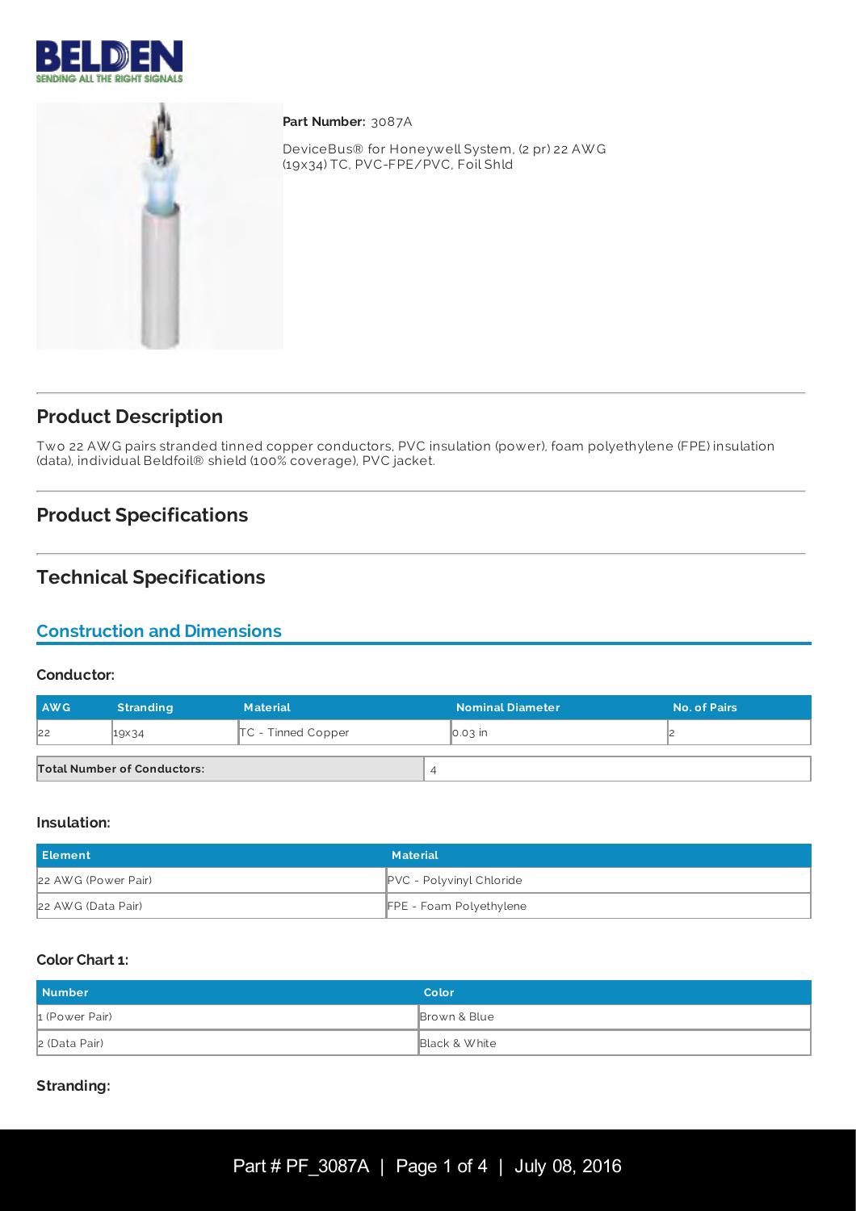**Part Number:** 3087A

DeviceBus® for Honeywell System, (2 pr) 22 AWG (19x34) TC, PVC-FPE/PVC, Foil Shld

## Product Description

Two 22 AWG pairs stranded tinned copper conductors, PVC insulation (power), foam polyethylene (FPE) insulation (data), individual Beldfoil® shield (100% coverage), PVC jacket.

## Product Specifications

## Technical Specifications

### Construction and Dimensions

#### Conductor:

| AWG | Stranding | Material | Nominal Diameter | No. of Pairs |
|---|---|---|---|---|
| 22 | 19x34 | TC - Tinned Copper | 0.03 in | 2 |

| Total Number of Conductors: | 4 |
|---|---|

#### Insulation:

| Element | Material |
|---|---|
| 22 AWG (Power Pair) | PVC - Polyvinyl Chloride |
| 22 AWG (Data Pair) | FPE - Foam Polyethylene |

#### Color Chart 1:

| Number | Color |
|---|---|
| 1 (Power Pair) | Brown & Blue |
| 2 (Data Pair) | Black & White |

#### Stranding: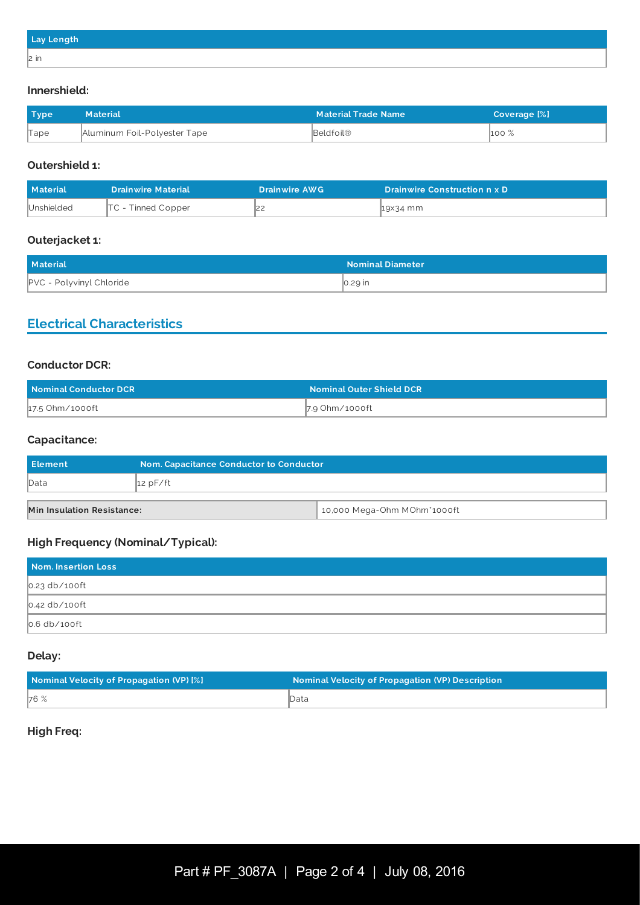| Lay Length |
| --- |
| 2 in |

### Innershield:

| Type | Material | Material Trade Name | Coverage [%] |
| --- | --- | --- | --- |
| Tape | Aluminum Foil-Polyester Tape | Beldfoil® | 100 % |

### Outershield 1:

| Material | Drainwire Material | Drainwire AWG | Drainwire Construction n x D |
| --- | --- | --- | --- |
| Unshielded | TC - Tinned Copper | 22 | 19x34 mm |

### Outerjacket 1:

| Material | Nominal Diameter |
| --- | --- |
| PVC - Polyvinyl Chloride | 0.29 in |

## Electrical Characteristics

### Conductor DCR:

| Nominal Conductor DCR | Nominal Outer Shield DCR |
| --- | --- |
| 17.5 Ohm/1000ft | 7.9 Ohm/1000ft |

### Capacitance:

| Element | Nom. Capacitance Conductor to Conductor |
| --- | --- |
| Data | 12 pF/ft |

| Min Insulation Resistance: | 10,000 Mega-Ohm MOhm*1000ft |
| --- | --- |

### High Frequency (Nominal/Typical):

| Nom. Insertion Loss |
| --- |
| 0.23 db/100ft |
| 0.42 db/100ft |
| 0.6 db/100ft |

### Delay:

| Nominal Velocity of Propagation (VP) [%] | Nominal Velocity of Propagation (VP) Description |
| --- | --- |
| 76 % | Data |

### High Freq: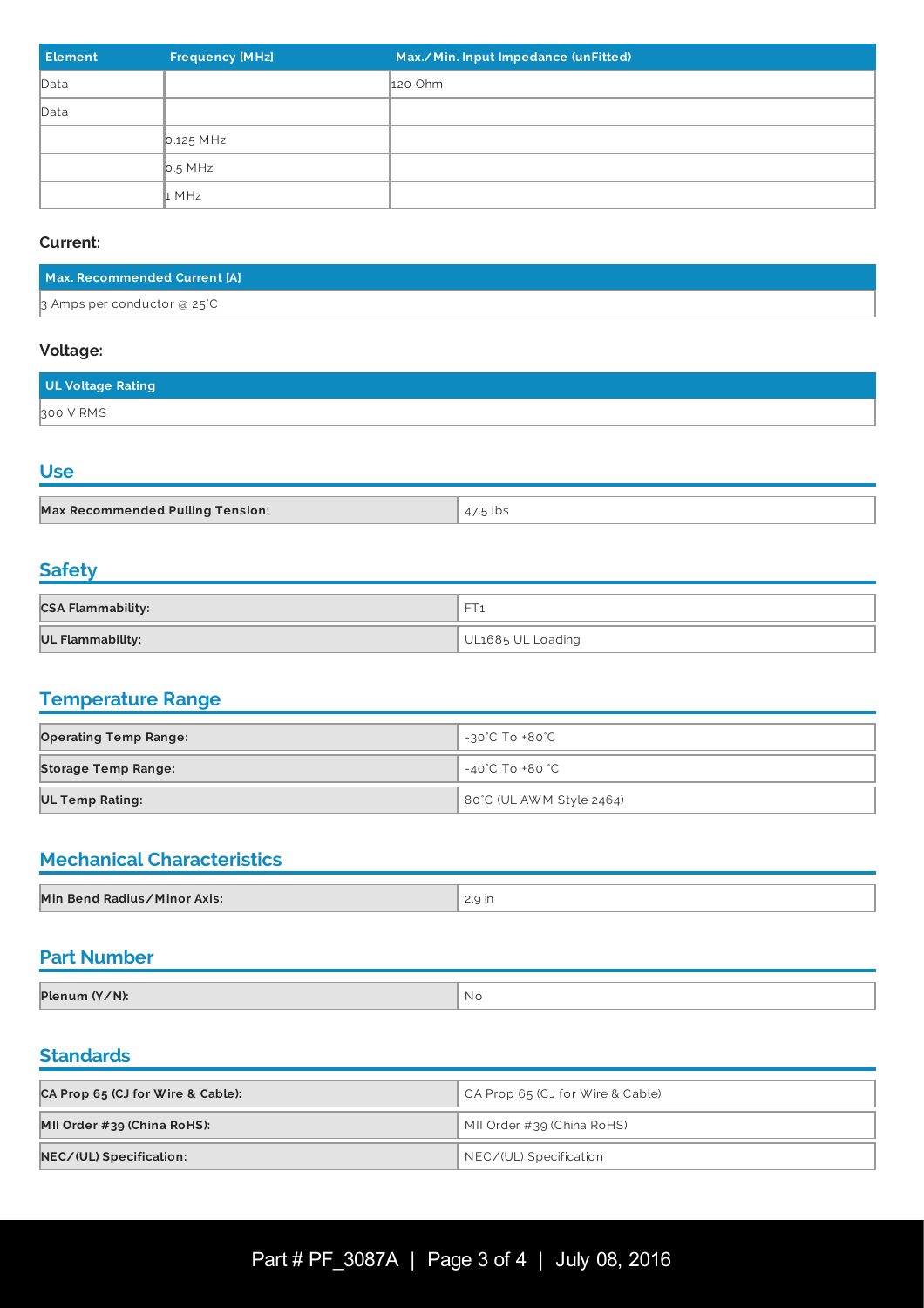| Element | Frequency [MHz] | Max./Min. Input Impedance (unFitted) |
| --- | --- | --- |
| Data | | 120 Ohm |
| Data | | |
| | 0.125 MHz | |
| | 0.5 MHz | |
| | 1 MHz | |

**Current:**

| Max. Recommended Current [A] |
| --- |
| 3 Amps per conductor @ 25°C |

**Voltage:**

| UL Voltage Rating |
| --- |
| 300 V RMS |

## Use

| | |
| --- | --- |
| **Max Recommended Pulling Tension:** | 47.5 lbs |

## Safety

| | |
| --- | --- |
| **CSA Flammability:** | FT1 |
| **UL Flammability:** | UL1685 UL Loading |

## Temperature Range

| | |
| --- | --- |
| **Operating Temp Range:** | -30°C To +80°C |
| **Storage Temp Range:** | -40°C To +80 °C |
| **UL Temp Rating:** | 80°C (UL AWM Style 2464) |

## Mechanical Characteristics

| | |
| --- | --- |
| **Min Bend Radius/Minor Axis:** | 2.9 in |

## Part Number

| | |
| --- | --- |
| **Plenum (Y/N):** | No |

## Standards

| | |
| --- | --- |
| **CA Prop 65 (CJ for Wire & Cable):** | CA Prop 65 (CJ for Wire & Cable) |
| **MII Order #39 (China RoHS):** | MII Order #39 (China RoHS) |
| **NEC/(UL) Specification:** | NEC/(UL) Specification |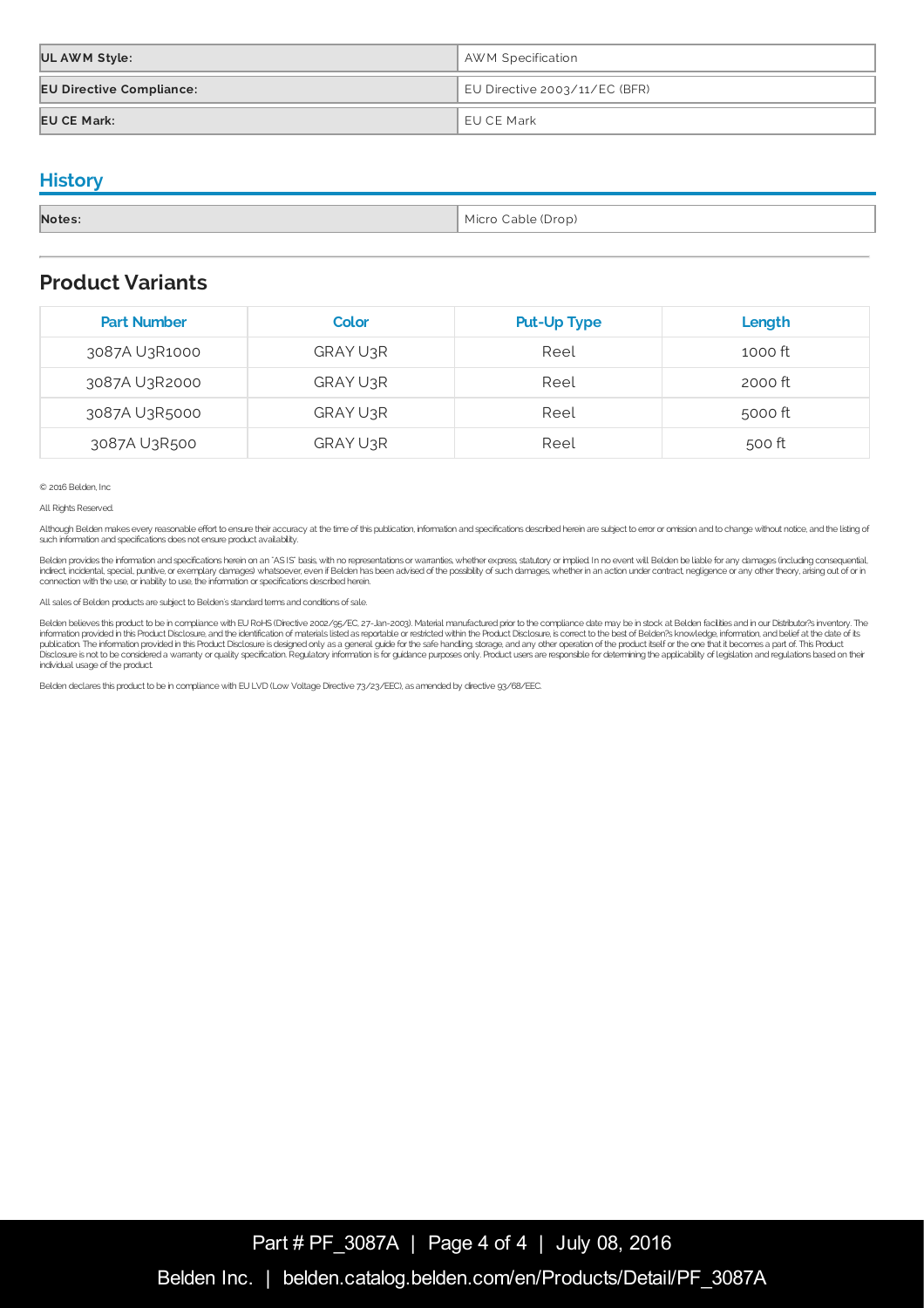| | |
|---|---|
| **UL AWM Style:** | AWM Specification |
| **EU Directive Compliance:** | EU Directive 2003/11/EC (BFR) |
| **EU CE Mark:** | EU CE Mark |

## History

| | |
|---|---|
| **Notes:** | Micro Cable (Drop) |

## Product Variants

| Part Number | Color | Put-Up Type | Length |
|---|---|---|---|
| 3087A U3R1000 | GRAY U3R | Reel | 1000 ft |
| 3087A U3R2000 | GRAY U3R | Reel | 2000 ft |
| 3087A U3R5000 | GRAY U3R | Reel | 5000 ft |
| 3087A U3R500 | GRAY U3R | Reel | 500 ft |

© 2016 Belden, Inc

All Rights Reserved.

Although Belden makes every reasonable effort to ensure their accuracy at the time of this publication, information and specifications described herein are subject to error or omission and to change without notice, and the listing of such information and specifications does not ensure product availability.

Belden provides the information and specifications herein on an "AS IS" basis, with no representations or warranties, whether express, statutory or implied. In no event will Belden be liable for any damages (including consequential, indirect, incidental, special, punitive, or exemplary damages) whatsoever, even if Belden has been advised of the possibility of such damages, whether in an action under contract, negligence or any other theory, arising out of or in connection with the use, or inability to use, the information or specifications described herein.

All sales of Belden products are subject to Belden's standard terms and conditions of sale.

Belden believes this product to be in compliance with EU RoHS (Directive 2002/95/EC, 27-Jan-2003). Material manufactured prior to the compliance date may be in stock at Belden facilities and in our Distributor?s inventory. The information provided in this Product Disclosure, and the identification of materials listed as reportable or restricted within the Product Disclosure, is correct to the best of Belden?s knowledge, information, and belief at the date of its publication. The information provided in this Product Disclosure is designed only as a general guide for the safe handling, storage, and any other operation of the product itself or the one that it becomes a part of. This Product Disclosure is not to be considered a warranty or quality specification. Regulatory information is for guidance purposes only. Product users are responsible for determining the applicability of legislation and regulations based on their individual usage of the product.

Belden declares this product to be in compliance with EU LVD (Low Voltage Directive 73/23/EEC), as amended by directive 93/68/EEC.